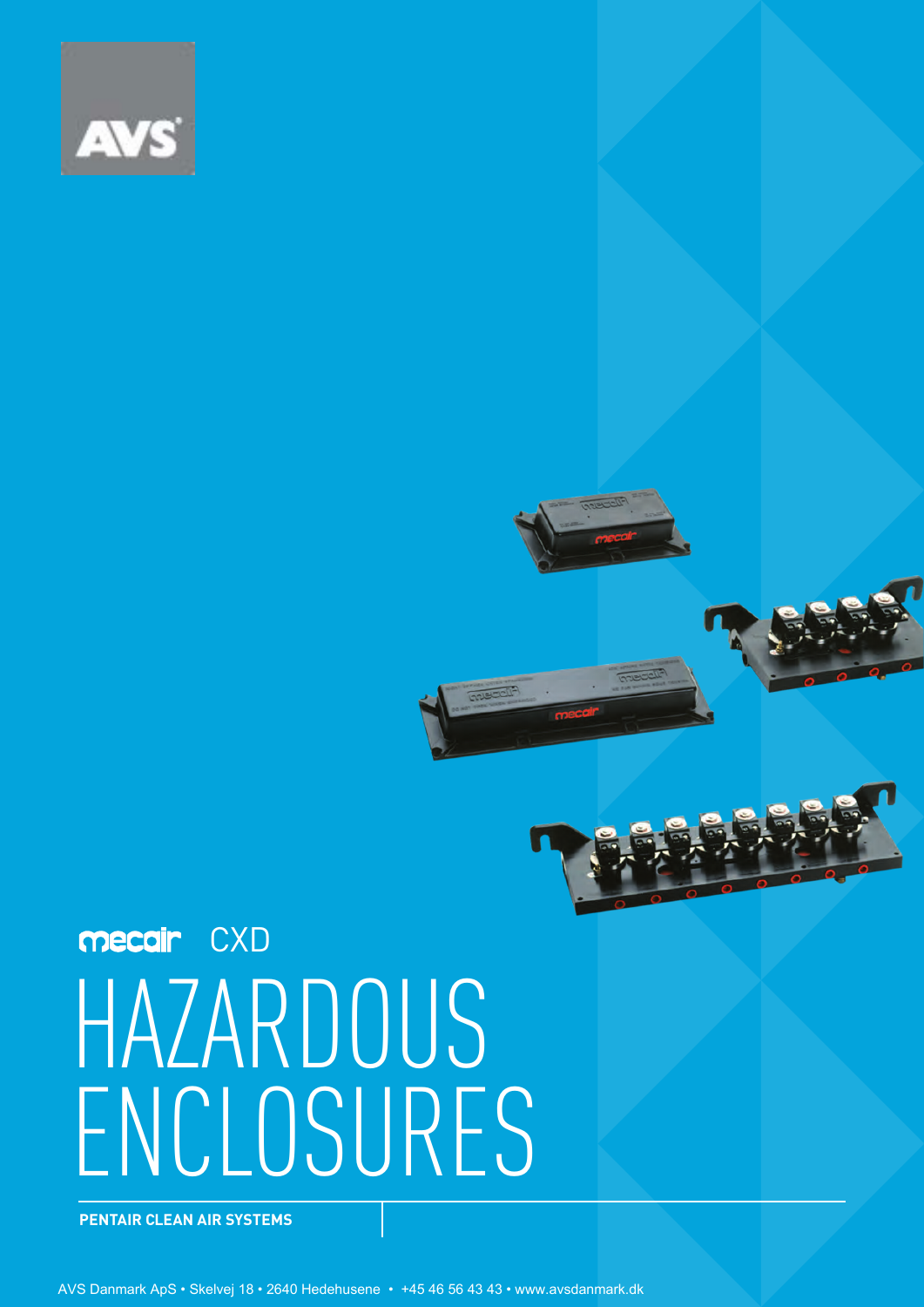AVS

mecair CXD

# HAZARDOUS ENCLOSURES

**PENTAIR CLEAN AIR SYSTEMS**

AVS Danmark ApS • Skelvej 18 • 2640 Hedehusene • +45 46 56 43 43 • www.avsdanmark.dk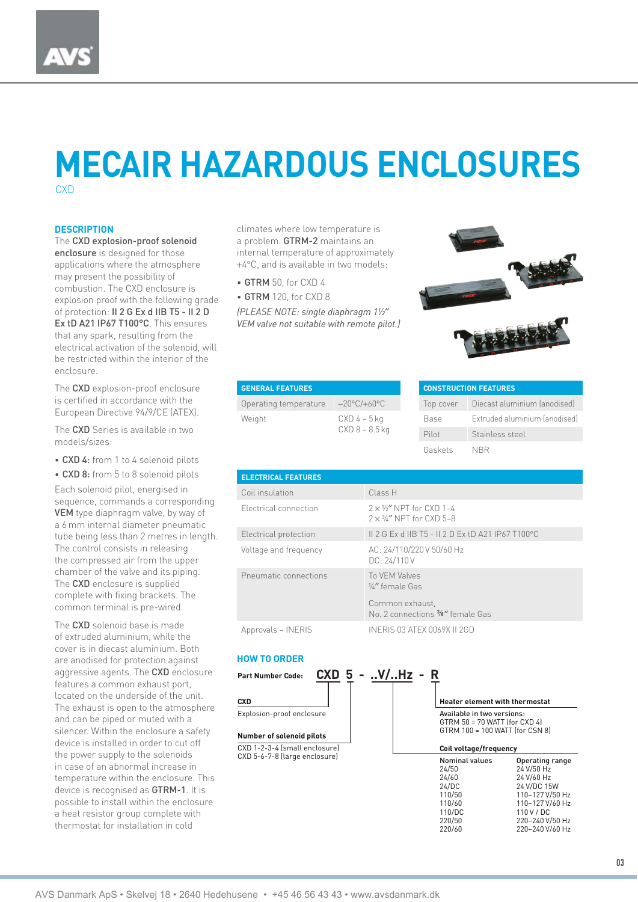# MECAIR HAZARDOUS ENCLOSURES

CXD

## DESCRIPTION

The **CXD explosion-proof solenoid enclosure** is designed for those applications where the atmosphere may present the possibility of combustion. The CXD enclosure is explosion proof with the following grade of protection: **II 2 G Ex d IIB T5 - II 2 D Ex tD A21 IP67 T100°C**. This ensures that any spark, resulting from the electrical activation of the solenoid, will be restricted within the interior of the enclosure.

The **CXD** explosion-proof enclosure is certified in accordance with the European Directive 94/9/CE (ATEX).

The **CXD** Series is available in two models/sizes:

- **CXD 4:** from 1 to 4 solenoid pilots
- **CXD 8:** from 5 to 8 solenoid pilots

Each solenoid pilot, energised in sequence, commands a corresponding **VEM** type diaphragm valve, by way of a 6 mm internal diameter pneumatic tube being less than 2 metres in length. The control consists in releasing the compressed air from the upper chamber of the valve and its piping. The **CXD** enclosure is supplied complete with fixing brackets. The common terminal is pre-wired.

The **CXD** solenoid base is made of extruded aluminium, while the cover is in diecast aluminium. Both are anodised for protection against aggressive agents. The **CXD** enclosure features a common exhaust port, located on the underside of the unit. The exhaust is open to the atmosphere and can be piped or muted with a silencer. Within the enclosure a safety device is installed in order to cut off the power supply to the solenoids in case of an abnormal increase in temperature within the enclosure. This device is recognised as **GTRM-1**. It is possible to install within the enclosure a heat resistor group complete with thermostat for installation in cold climates where low temperature is a problem. **GTRM-2** maintains an internal temperature of approximately +4°C, and is available in two models:

- **GTRM** 50, for CXD 4
- **GTRM** 120, for CXD 8

*(PLEASE NOTE: single diaphragm 1½" VEM valve not suitable with remote pilot.)*

| GENERAL FEATURES | |
|---|---|
| Operating temperature | −20°C/+60°C |
| Weight | CXD 4 – 5 kg<br>CXD 8 – 8.5 kg |

| CONSTRUCTION FEATURES | |
|---|---|
| Top cover | Diecast aluminium (anodised) |
| Base | Extruded aluminium (anodised) |
| Pilot | Stainless steel |
| Gaskets | NBR |

| ELECTRICAL FEATURES | |
|---|---|
| Coil insulation | Class H |
| Electrical connection | 2 × ½" NPT for CXD 1–4<br>2 × ¾" NPT for CXD 5–8 |
| Electrical protection | II 2 G Ex d IIB T5 - II 2 D Ex tD A21 IP67 T100°C |
| Voltage and frequency | AC: 24/110/220 V 50/60 Hz<br>DC: 24/110 V |
| Pneumatic connections | To VEM Valves<br>¼" female Gas<br>Common exhaust,<br>No. 2 connections ⅜" female Gas |
| Approvals – INERIS | INERIS 03 ATEX 0069X II 2GD |

## HOW TO ORDER

**Part Number Code:** **CXD 5 - ..V/..Hz - R**

**CXD**
Explosion-proof enclosure

**Number of solenoid pilots**
CXD 1-2-3-4 (small enclosure)
CXD 5-6-7-8 (large enclosure)

**Heater element with thermostat**
Available in two versions:
GTRM 50 = 70 WATT (for CXD 4)
GTRM 100 = 100 WATT (for CSN 8)

**Coil voltage/frequency**

| Nominal values | Operating range |
|---|---|
| 24/50 | 24 V/50 Hz |
| 24/60 | 24 V/60 Hz |
| 24/DC | 24 V/DC 15W |
| 110/50 | 110–127 V/50 Hz |
| 110/60 | 110–127 V/60 Hz |
| 110/DC | 110 V / DC |
| 220/50 | 220–240 V/50 Hz |
| 220/60 | 220–240 V/60 Hz |

AVS Danmark ApS • Skelvej 18 • 2640 Hedehusene • +45 46 56 43 43 • www.avsdanmark.dk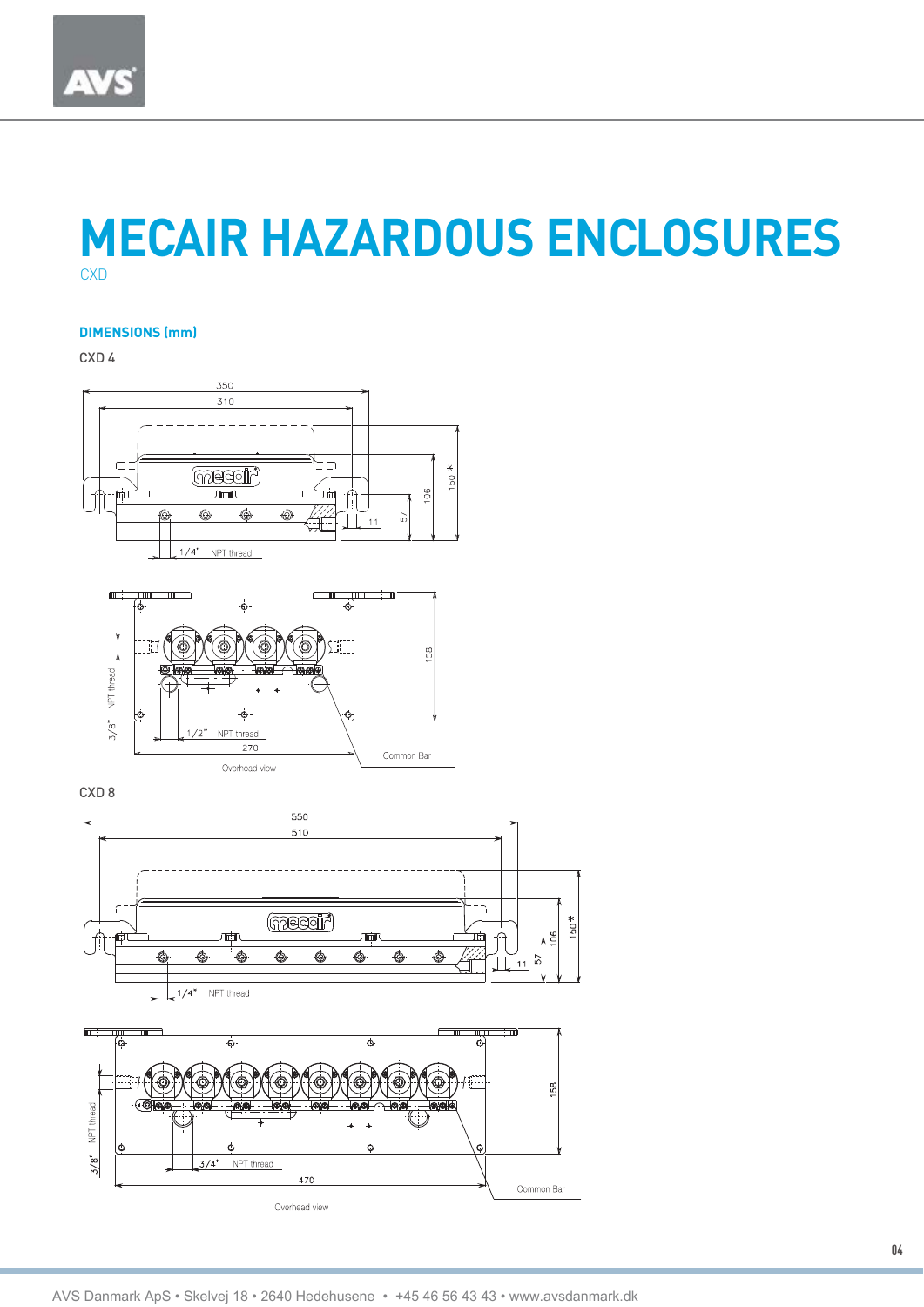# MECAIR HAZARDOUS ENCLOSURES

CXD

### DIMENSIONS (mm)

CXD 4

350
310
150 *
106
57
11
1/4" NPT thread

158
3/8" NPT thread
1/2" NPT thread
270
Common Bar
Overhead view

CXD 8

550
510
150 *
106
57
11
1/4" NPT thread

158
3/8" NPT thread
3/4" NPT thread
470
Common Bar
Overhead view

AVS Danmark ApS • Skelvej 18 • 2640 Hedehusene • +45 46 56 43 43 • www.avsdanmark.dk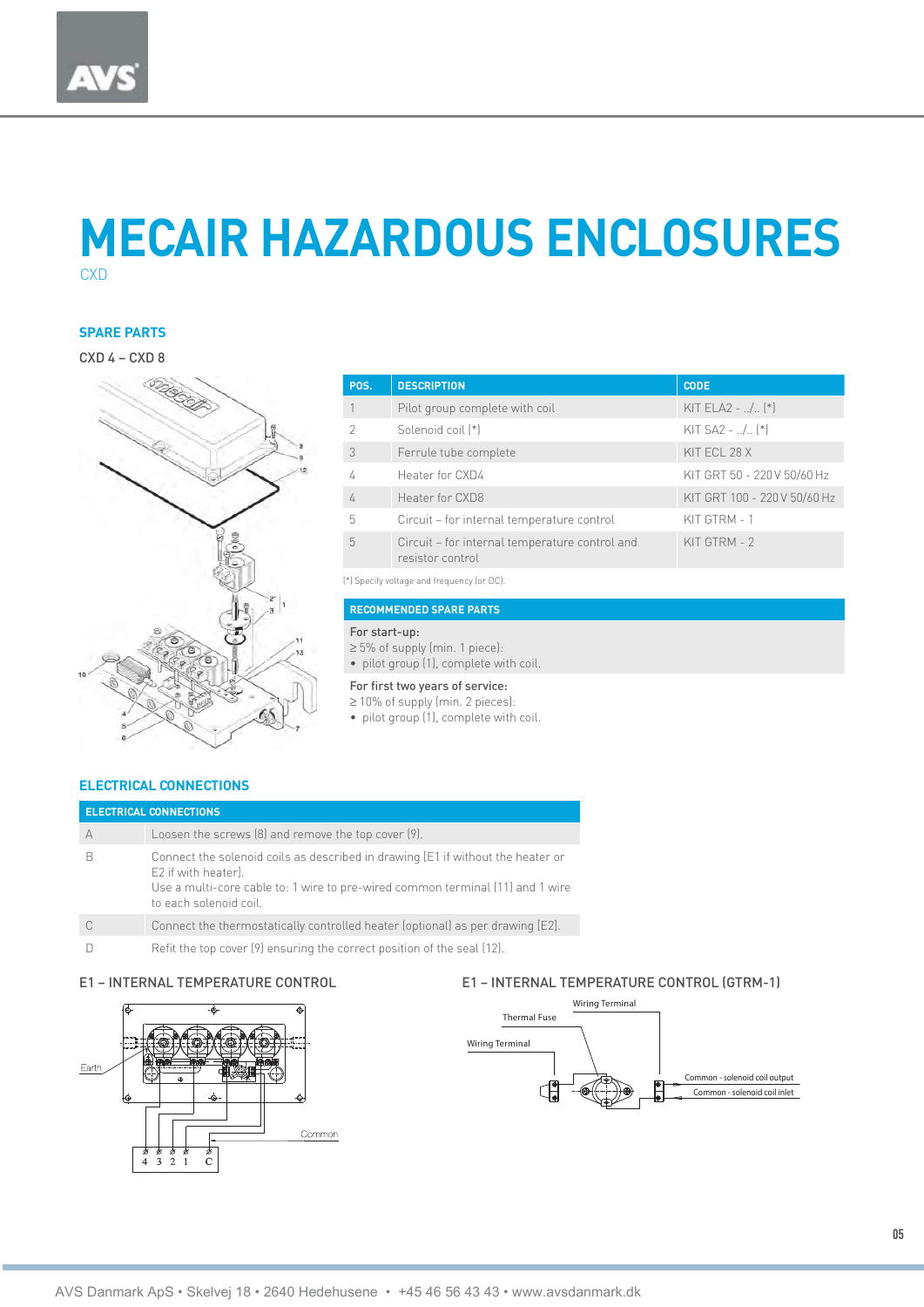# MECAIR HAZARDOUS ENCLOSURES

CXD

## SPARE PARTS

CXD 4 – CXD 8

| POS. | DESCRIPTION | CODE |
|---|---|---|
| 1 | Pilot group complete with coil | KIT ELA2 - ../.. (*) |
| 2 | Solenoid coil (*) | KIT SA2 - ../.. (*) |
| 3 | Ferrule tube complete | KIT ECL 28 X |
| 4 | Heater for CXD4 | KIT GRT 50 - 220 V 50/60 Hz |
| 4 | Heater for CXD8 | KIT GRT 100 - 220 V 50/60 Hz |
| 5 | Circuit – for internal temperature control | KIT GTRM - 1 |
| 5 | Circuit – for internal temperature control and resistor control | KIT GTRM - 2 |

(*) Specify voltage and frequency (or DC).

**RECOMMENDED SPARE PARTS**

For start-up:
≥ 5% of supply (min. 1 piece):
- pilot group (1), complete with coil.

For first two years of service:
≥ 10% of supply (min. 2 pieces):
- pilot group (1), complete with coil.

## ELECTRICAL CONNECTIONS

| ELECTRICAL CONNECTIONS | |
|---|---|
| A | Loosen the screws (8) and remove the top cover (9). |
| B | Connect the solenoid coils as described in drawing (E1 if without the heater or E2 if with heater). Use a multi-core cable to: 1 wire to pre-wired common terminal (11) and 1 wire to each solenoid coil. |
| C | Connect the thermostatically controlled heater (optional) as per drawing (E2). |
| D | Refit the top cover (9) ensuring the correct position of the seal (12). |

### E1 – INTERNAL TEMPERATURE CONTROL

Earth

Common

4 3 2 1 C

### E1 – INTERNAL TEMPERATURE CONTROL (GTRM-1)

Wiring Terminal

Thermal Fuse

Wiring Terminal

Common - solenoid coil output

Common - solenoid coil inlet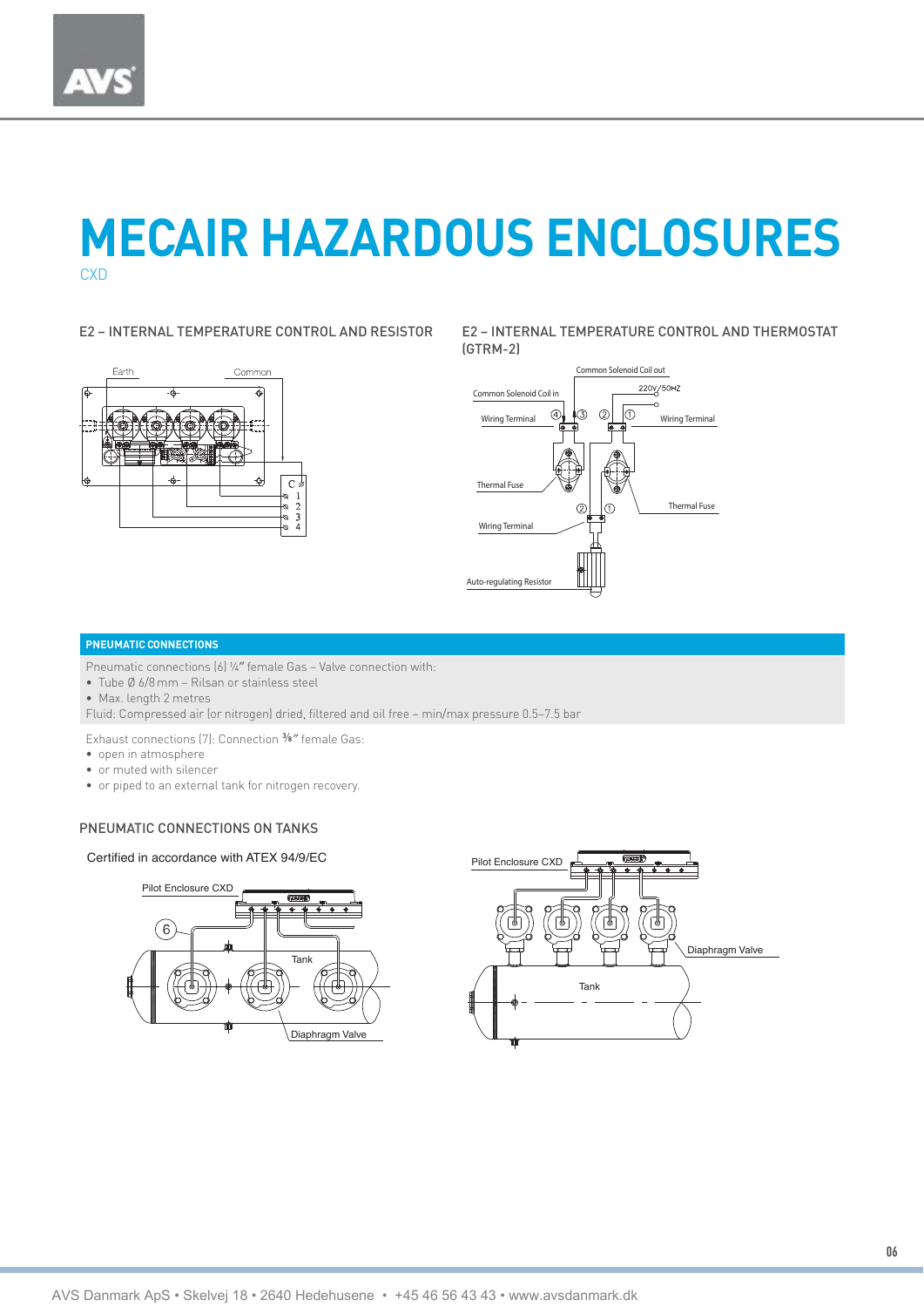# MECAIR HAZARDOUS ENCLOSURES

CXD

## E2 – INTERNAL TEMPERATURE CONTROL AND RESISTOR

Earth

Common

C

1

2

3

4

## E2 – INTERNAL TEMPERATURE CONTROL AND THERMOSTAT (GTRM-2)

Common Solenoid Coil out

220V/50HZ

Common Solenoid Coil in

Wiring Terminal

④ ③ ② ①

Wiring Terminal

Thermal Fuse

Thermal Fuse

② ①

Wiring Terminal

Auto-regulating Resistor

### PNEUMATIC CONNECTIONS

Pneumatic connections (6) ¼" female Gas – Valve connection with:

- Tube Ø 6/8 mm – Rilsan or stainless steel
- Max. length 2 metres

Fluid: Compressed air (or nitrogen) dried, filtered and oil free – min/max pressure 0.5–7.5 bar

Exhaust connections (7): Connection ⅜" female Gas:

- open in atmosphere
- or muted with silencer
- or piped to an external tank for nitrogen recovery.

## PNEUMATIC CONNECTIONS ON TANKS

Certified in accordance with ATEX 94/9/EC

Pilot Enclosure CXD

6

Tank

Diaphragm Valve

Pilot Enclosure CXD

Diaphragm Valve

Tank

AVS Danmark ApS • Skelvej 18 • 2640 Hedehusene • +45 46 56 43 43 • www.avsdanmark.dk